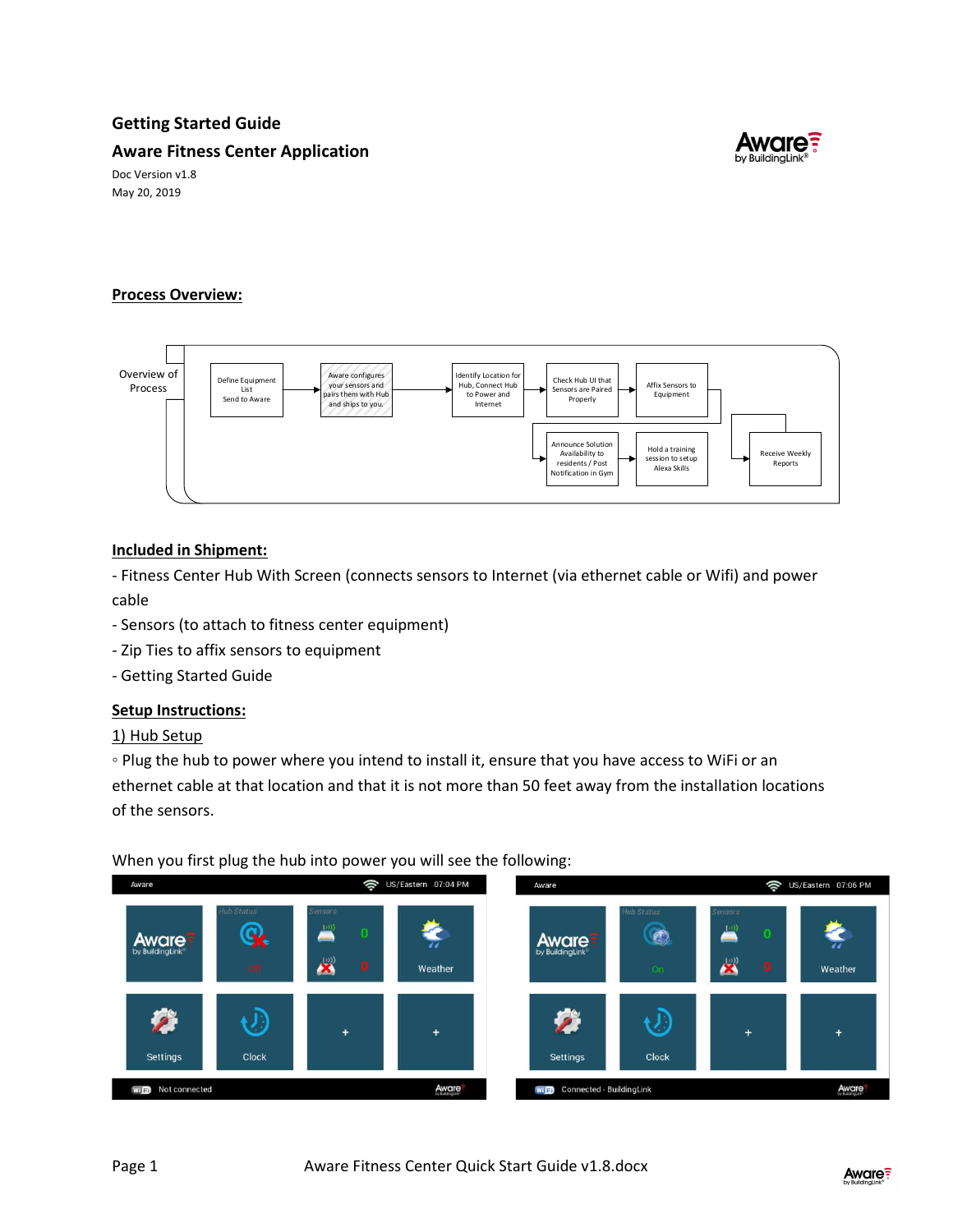# Getting Started Guide

## Aware Fitness Center Application

Doc Version v1.8

May 20, 2019

## Process Overview:

Overview of Process

Define Equipment List
Send to Aware

Aware configures your sensors and pairs them with Hub and ships to you.

Identify Location for Hub, Connect Hub to Power and Internet

Check Hub UI that Sensors are Paired Properly

Affix Sensors to Equipment

Announce Solution Availability to residents / Post Notification in Gym

Hold a training session to setup Alexa Skills

Receive Weekly Reports

## Included in Shipment:

- Fitness Center Hub With Screen (connects sensors to Internet (via ethernet cable or Wifi) and power cable
- Sensors (to attach to fitness center equipment)
- Zip Ties to affix sensors to equipment
- Getting Started Guide

## Setup Instructions:

### 1) Hub Setup

◦ Plug the hub to power where you intend to install it, ensure that you have access to WiFi or an ethernet cable at that location and that it is not more than 50 feet away from the installation locations of the sensors.

When you first plug the hub into power you will see the following: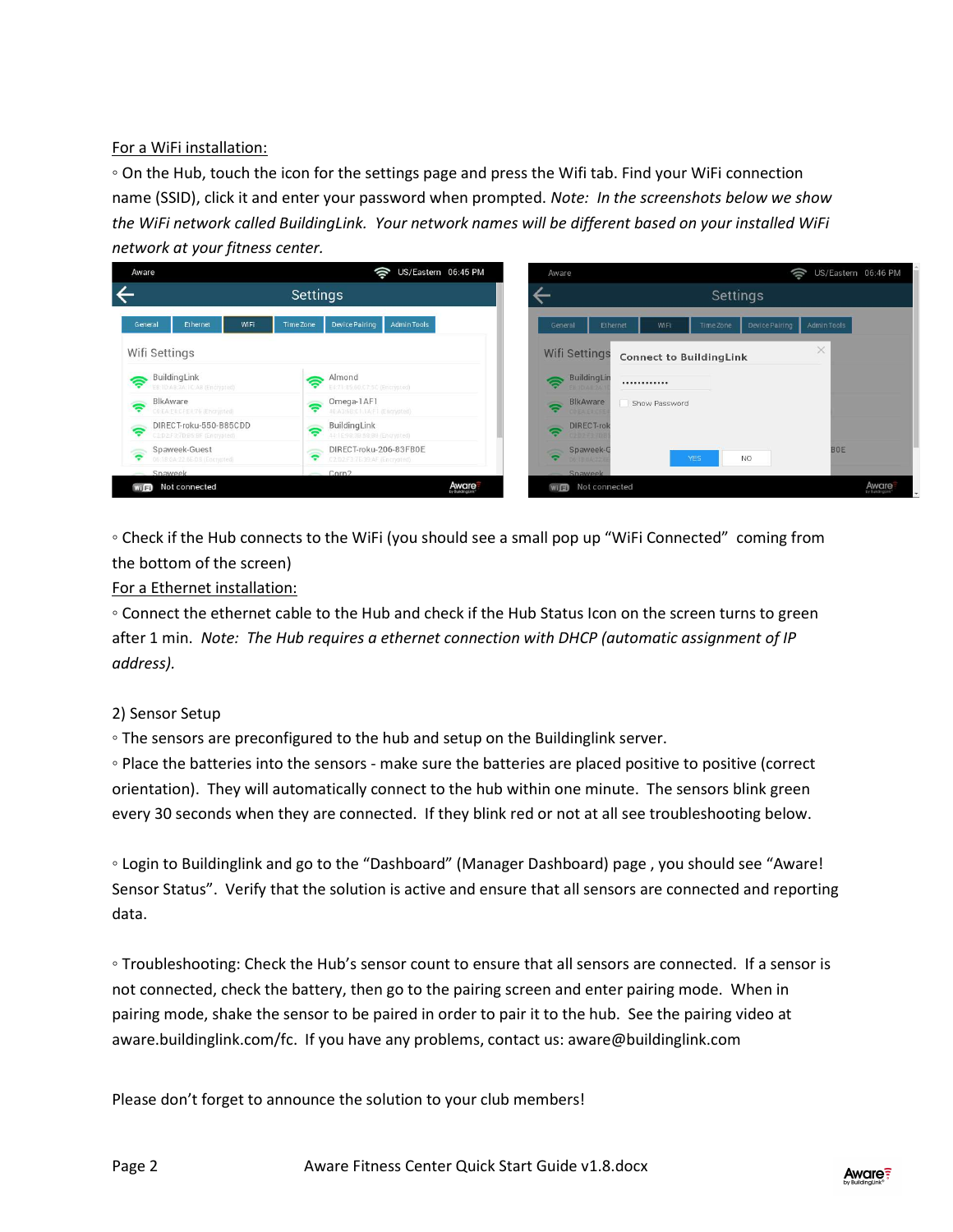For a WiFi installation:

◦ On the Hub, touch the icon for the settings page and press the Wifi tab. Find your WiFi connection name (SSID), click it and enter your password when prompted. *Note: In the screenshots below we show the WiFi network called BuildingLink. Your network names will be different based on your installed WiFi network at your fitness center.*

◦ Check if the Hub connects to the WiFi (you should see a small pop up "WiFi Connected" coming from the bottom of the screen)

For a Ethernet installation:

◦ Connect the ethernet cable to the Hub and check if the Hub Status Icon on the screen turns to green after 1 min. *Note: The Hub requires a ethernet connection with DHCP (automatic assignment of IP address).*

2) Sensor Setup

◦ The sensors are preconfigured to the hub and setup on the Buildinglink server.

◦ Place the batteries into the sensors - make sure the batteries are placed positive to positive (correct orientation). They will automatically connect to the hub within one minute. The sensors blink green every 30 seconds when they are connected. If they blink red or not at all see troubleshooting below.

◦ Login to Buildinglink and go to the "Dashboard" (Manager Dashboard) page , you should see "Aware! Sensor Status". Verify that the solution is active and ensure that all sensors are connected and reporting data.

◦ Troubleshooting: Check the Hub's sensor count to ensure that all sensors are connected. If a sensor is not connected, check the battery, then go to the pairing screen and enter pairing mode. When in pairing mode, shake the sensor to be paired in order to pair it to the hub. See the pairing video at aware.buildinglink.com/fc. If you have any problems, contact us: aware@buildinglink.com

Please don't forget to announce the solution to your club members!